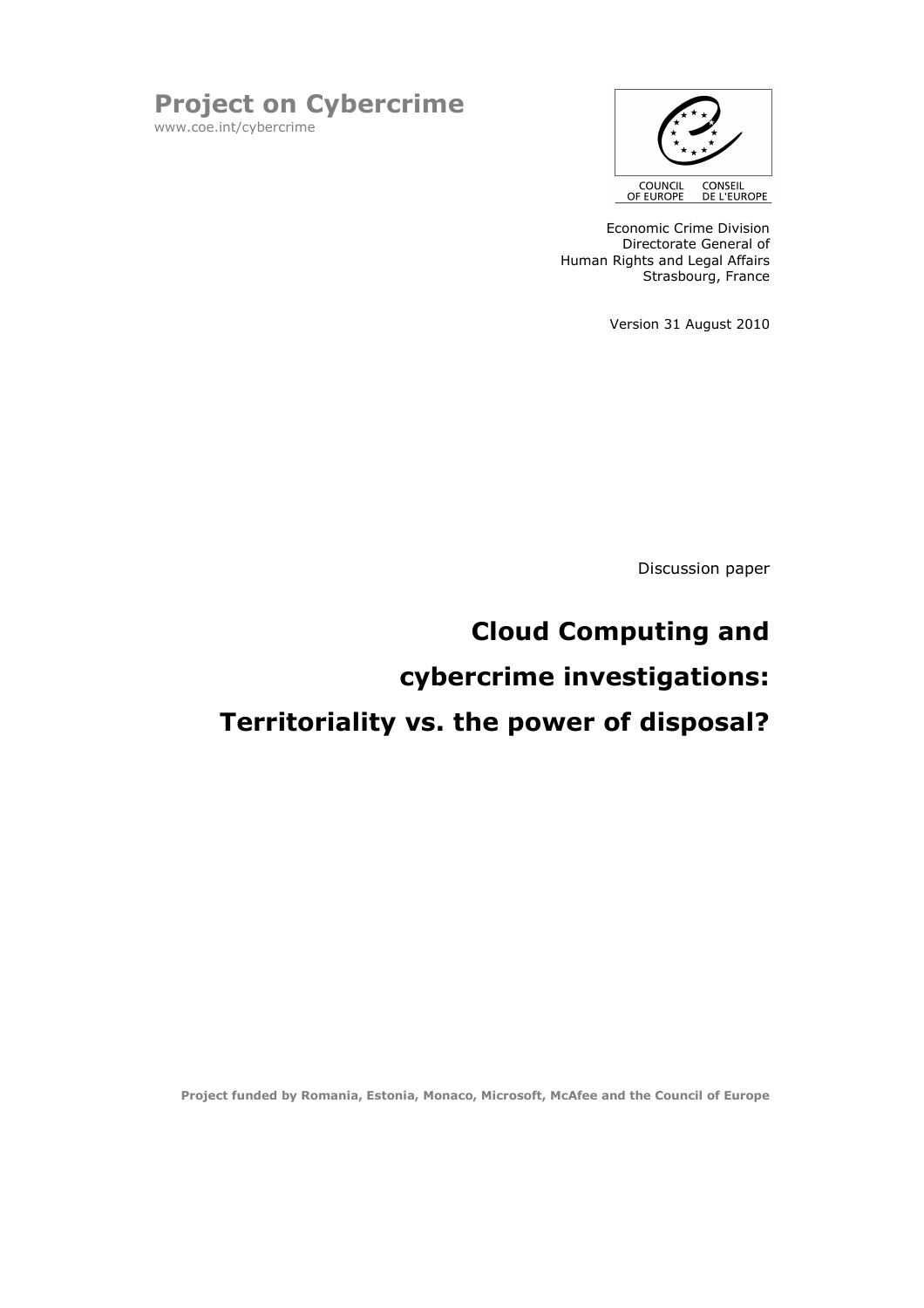# Project on Cybercrime

www.coe.int/cybercrime

COUNCIL OF EUROPE CONSEIL DE L'EUROPE

Economic Crime Division
Directorate General of
Human Rights and Legal Affairs
Strasbourg, France

Version 31 August 2010

Discussion paper

# Cloud Computing and cybercrime investigations: Territoriality vs. the power of disposal?

**Project funded by Romania, Estonia, Monaco, Microsoft, McAfee and the Council of Europe**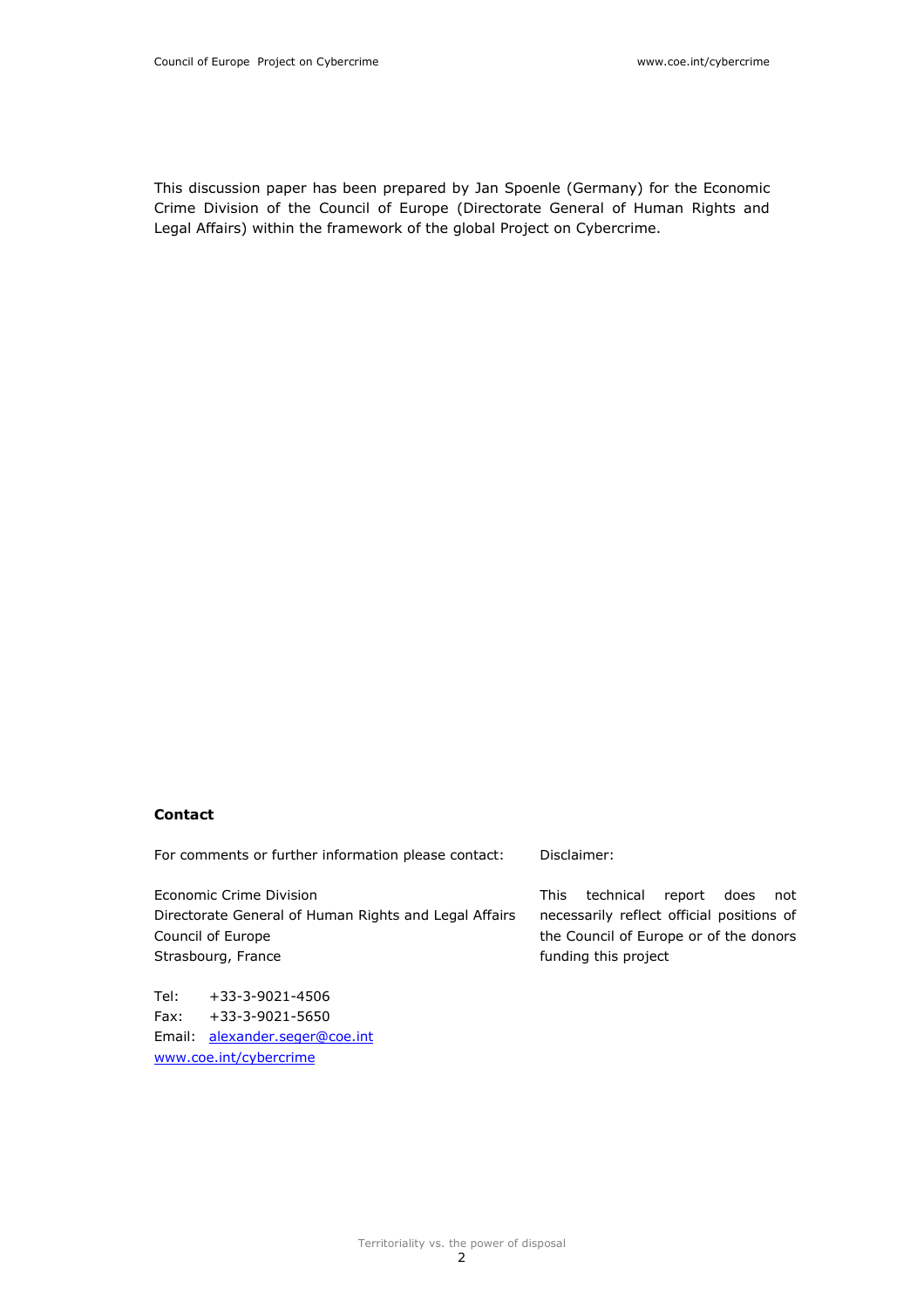This discussion paper has been prepared by Jan Spoenle (Germany) for the Economic Crime Division of the Council of Europe (Directorate General of Human Rights and Legal Affairs) within the framework of the global Project on Cybercrime.

**Contact**

For comments or further information please contact:

Economic Crime Division
Directorate General of Human Rights and Legal Affairs
Council of Europe
Strasbourg, France

Tel: +33-3-9021-4506
Fax: +33-3-9021-5650
Email: alexander.seger@coe.int
www.coe.int/cybercrime

Disclaimer:

This technical report does not necessarily reflect official positions of the Council of Europe or of the donors funding this project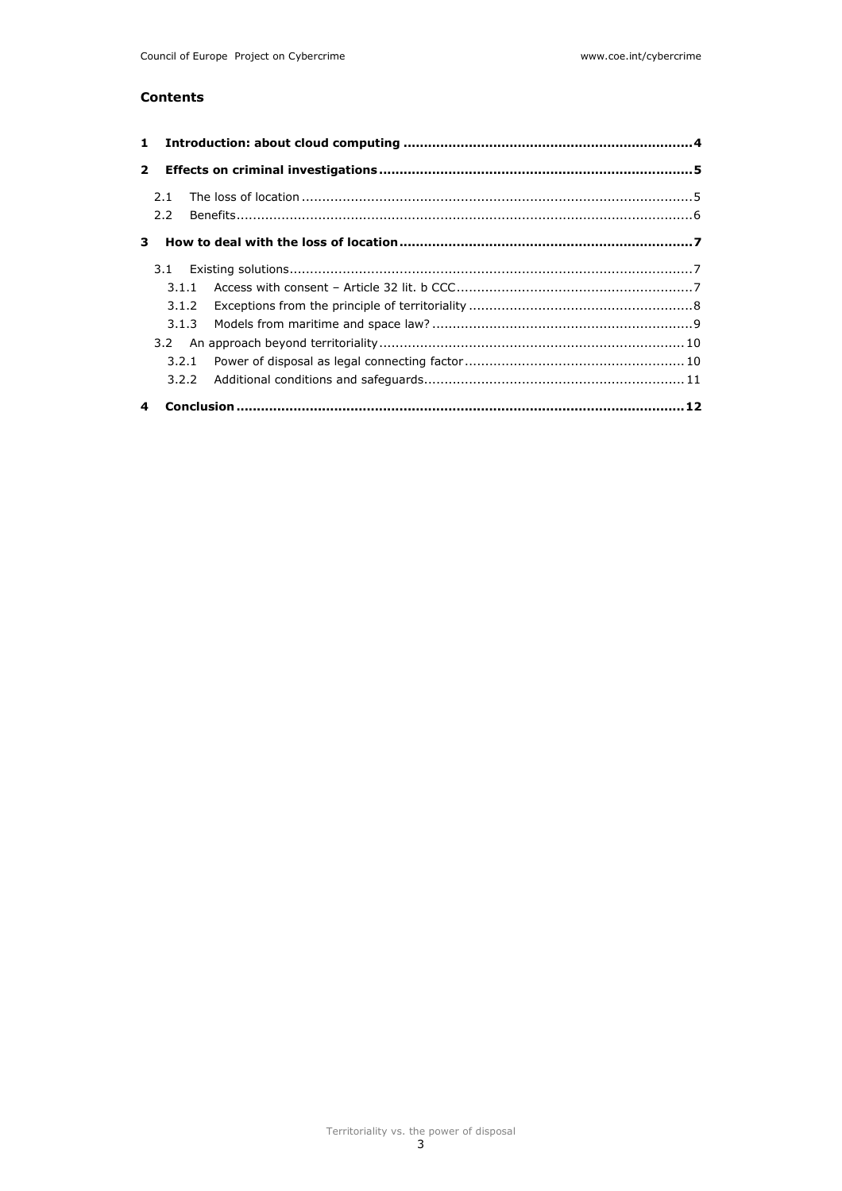## Contents

**1 Introduction: about cloud computing** ........ **4**

**2 Effects on criminal investigations** ........ **5**

- 2.1 The loss of location ........ 5
- 2.2 Benefits ........ 6

**3 How to deal with the loss of location** ........ **7**

- 3.1 Existing solutions ........ 7
  - 3.1.1 Access with consent – Article 32 lit. b CCC ........ 7
  - 3.1.2 Exceptions from the principle of territoriality ........ 8
  - 3.1.3 Models from maritime and space law? ........ 9
- 3.2 An approach beyond territoriality ........ 10
  - 3.2.1 Power of disposal as legal connecting factor ........ 10
  - 3.2.2 Additional conditions and safeguards ........ 11

**4 Conclusion** ........ **12**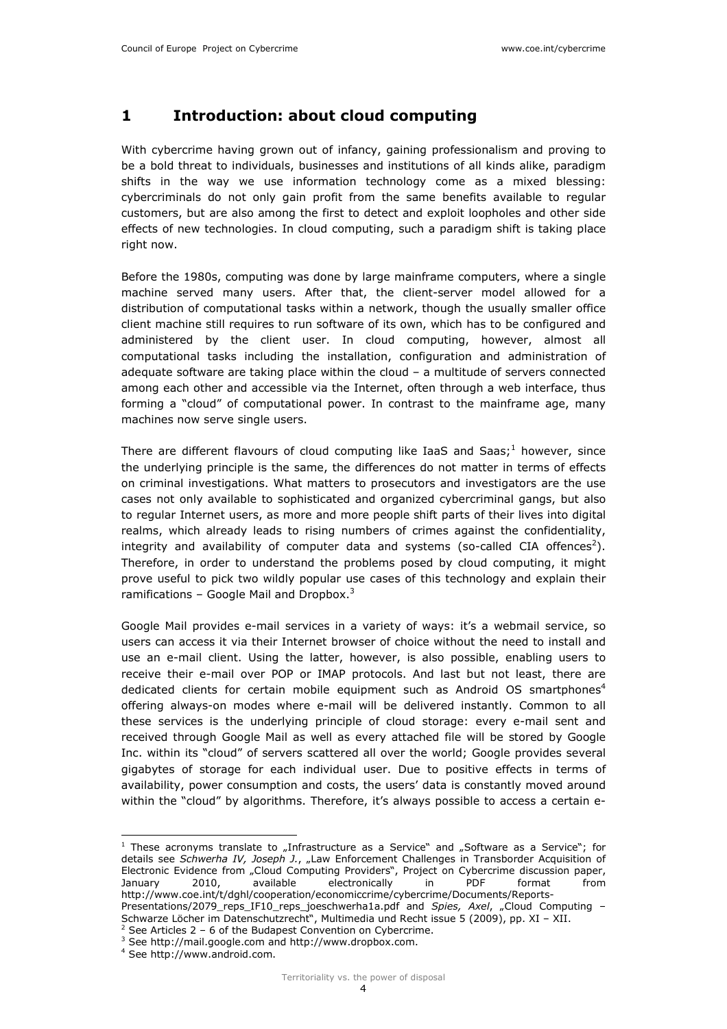# 1 Introduction: about cloud computing

With cybercrime having grown out of infancy, gaining professionalism and proving to be a bold threat to individuals, businesses and institutions of all kinds alike, paradigm shifts in the way we use information technology come as a mixed blessing: cybercriminals do not only gain profit from the same benefits available to regular customers, but are also among the first to detect and exploit loopholes and other side effects of new technologies. In cloud computing, such a paradigm shift is taking place right now.

Before the 1980s, computing was done by large mainframe computers, where a single machine served many users. After that, the client-server model allowed for a distribution of computational tasks within a network, though the usually smaller office client machine still requires to run software of its own, which has to be configured and administered by the client user. In cloud computing, however, almost all computational tasks including the installation, configuration and administration of adequate software are taking place within the cloud – a multitude of servers connected among each other and accessible via the Internet, often through a web interface, thus forming a "cloud" of computational power. In contrast to the mainframe age, many machines now serve single users.

There are different flavours of cloud computing like IaaS and Saas;[1] however, since the underlying principle is the same, the differences do not matter in terms of effects on criminal investigations. What matters to prosecutors and investigators are the use cases not only available to sophisticated and organized cybercriminal gangs, but also to regular Internet users, as more and more people shift parts of their lives into digital realms, which already leads to rising numbers of crimes against the confidentiality, integrity and availability of computer data and systems (so-called CIA offences[2]). Therefore, in order to understand the problems posed by cloud computing, it might prove useful to pick two wildly popular use cases of this technology and explain their ramifications – Google Mail and Dropbox.[3]

Google Mail provides e-mail services in a variety of ways: it's a webmail service, so users can access it via their Internet browser of choice without the need to install and use an e-mail client. Using the latter, however, is also possible, enabling users to receive their e-mail over POP or IMAP protocols. And last but not least, there are dedicated clients for certain mobile equipment such as Android OS smartphones[4] offering always-on modes where e-mail will be delivered instantly. Common to all these services is the underlying principle of cloud storage: every e-mail sent and received through Google Mail as well as every attached file will be stored by Google Inc. within its "cloud" of servers scattered all over the world; Google provides several gigabytes of storage for each individual user. Due to positive effects in terms of availability, power consumption and costs, the users' data is constantly moved around within the "cloud" by algorithms. Therefore, it's always possible to access a certain e-

---

[1] These acronyms translate to „Infrastructure as a Service" and „Software as a Service"; for details see *Schwerha IV, Joseph J.*, „Law Enforcement Challenges in Transborder Acquisition of Electronic Evidence from „Cloud Computing Providers", Project on Cybercrime discussion paper, January 2010, available electronically in PDF format from http://www.coe.int/t/dghl/cooperation/economiccrime/cybercrime/Documents/Reports-Presentations/2079_reps_IF10_reps_joeschwerha1a.pdf and *Spies, Axel*, „Cloud Computing – Schwarze Löcher im Datenschutzrecht", Multimedia und Recht issue 5 (2009), pp. XI – XII.

[2] See Articles 2 – 6 of the Budapest Convention on Cybercrime.

[3] See http://mail.google.com and http://www.dropbox.com.

[4] See http://www.android.com.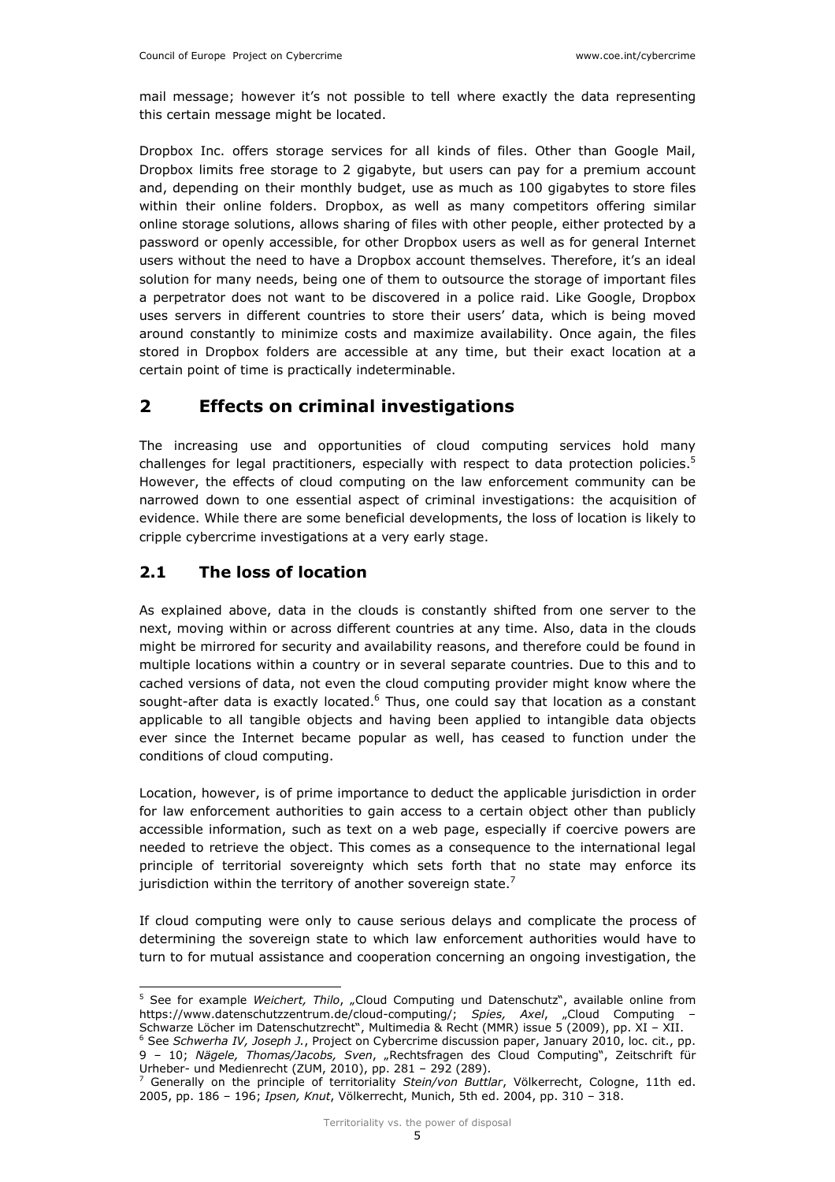mail message; however it's not possible to tell where exactly the data representing this certain message might be located.

Dropbox Inc. offers storage services for all kinds of files. Other than Google Mail, Dropbox limits free storage to 2 gigabyte, but users can pay for a premium account and, depending on their monthly budget, use as much as 100 gigabytes to store files within their online folders. Dropbox, as well as many competitors offering similar online storage solutions, allows sharing of files with other people, either protected by a password or openly accessible, for other Dropbox users as well as for general Internet users without the need to have a Dropbox account themselves. Therefore, it's an ideal solution for many needs, being one of them to outsource the storage of important files a perpetrator does not want to be discovered in a police raid. Like Google, Dropbox uses servers in different countries to store their users' data, which is being moved around constantly to minimize costs and maximize availability. Once again, the files stored in Dropbox folders are accessible at any time, but their exact location at a certain point of time is practically indeterminable.

# 2 Effects on criminal investigations

The increasing use and opportunities of cloud computing services hold many challenges for legal practitioners, especially with respect to data protection policies.[5] However, the effects of cloud computing on the law enforcement community can be narrowed down to one essential aspect of criminal investigations: the acquisition of evidence. While there are some beneficial developments, the loss of location is likely to cripple cybercrime investigations at a very early stage.

## 2.1 The loss of location

As explained above, data in the clouds is constantly shifted from one server to the next, moving within or across different countries at any time. Also, data in the clouds might be mirrored for security and availability reasons, and therefore could be found in multiple locations within a country or in several separate countries. Due to this and to cached versions of data, not even the cloud computing provider might know where the sought-after data is exactly located.[6] Thus, one could say that location as a constant applicable to all tangible objects and having been applied to intangible data objects ever since the Internet became popular as well, has ceased to function under the conditions of cloud computing.

Location, however, is of prime importance to deduct the applicable jurisdiction in order for law enforcement authorities to gain access to a certain object other than publicly accessible information, such as text on a web page, especially if coercive powers are needed to retrieve the object. This comes as a consequence to the international legal principle of territorial sovereignty which sets forth that no state may enforce its jurisdiction within the territory of another sovereign state.[7]

If cloud computing were only to cause serious delays and complicate the process of determining the sovereign state to which law enforcement authorities would have to turn to for mutual assistance and cooperation concerning an ongoing investigation, the

---

[5] See for example *Weichert, Thilo*, „Cloud Computing und Datenschutz", available online from https://www.datenschutzzentrum.de/cloud-computing/; *Spies, Axel*, „Cloud Computing – Schwarze Löcher im Datenschutzrecht", Multimedia & Recht (MMR) issue 5 (2009), pp. XI – XII.

[6] See *Schwerha IV, Joseph J.*, Project on Cybercrime discussion paper, January 2010, loc. cit., pp. 9 – 10; *Nägele, Thomas/Jacobs, Sven*, „Rechtsfragen des Cloud Computing", Zeitschrift für Urheber- und Medienrecht (ZUM, 2010), pp. 281 – 292 (289).

[7] Generally on the principle of territoriality *Stein/von Buttlar*, Völkerrecht, Cologne, 11th ed. 2005, pp. 186 – 196; *Ipsen, Knut*, Völkerrecht, Munich, 5th ed. 2004, pp. 310 – 318.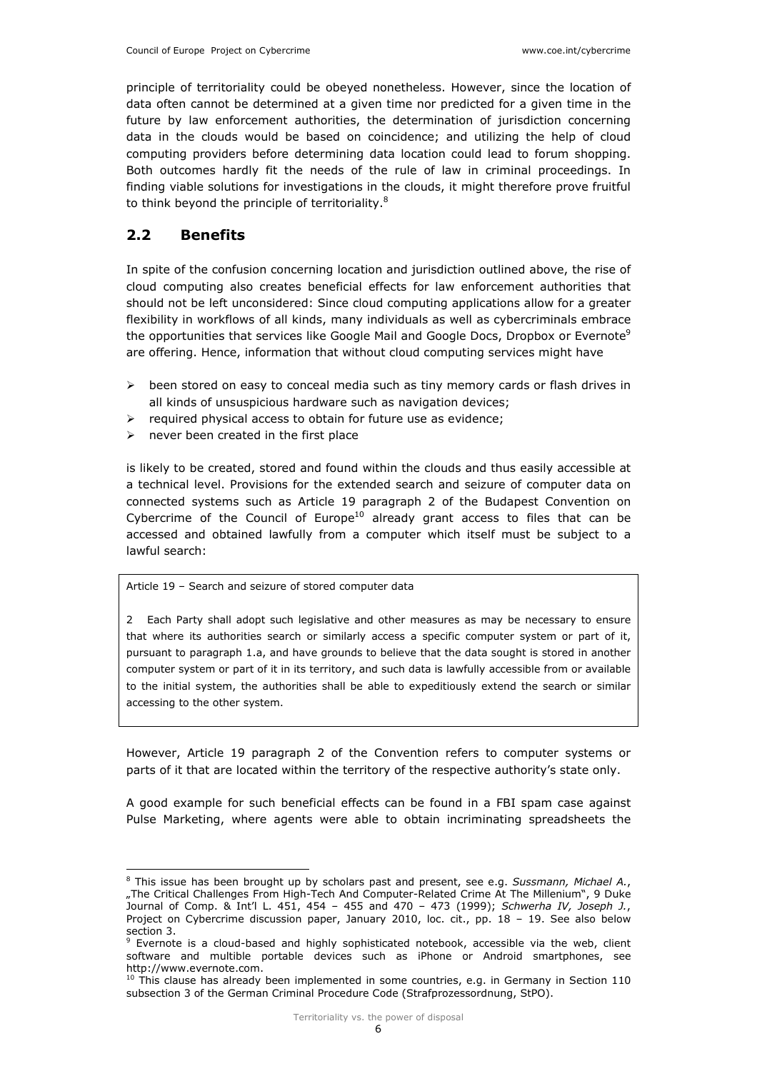principle of territoriality could be obeyed nonetheless. However, since the location of data often cannot be determined at a given time nor predicted for a given time in the future by law enforcement authorities, the determination of jurisdiction concerning data in the clouds would be based on coincidence; and utilizing the help of cloud computing providers before determining data location could lead to forum shopping. Both outcomes hardly fit the needs of the rule of law in criminal proceedings. In finding viable solutions for investigations in the clouds, it might therefore prove fruitful to think beyond the principle of territoriality.[8]

## 2.2 Benefits

In spite of the confusion concerning location and jurisdiction outlined above, the rise of cloud computing also creates beneficial effects for law enforcement authorities that should not be left unconsidered: Since cloud computing applications allow for a greater flexibility in workflows of all kinds, many individuals as well as cybercriminals embrace the opportunities that services like Google Mail and Google Docs, Dropbox or Evernote[9] are offering. Hence, information that without cloud computing services might have

- been stored on easy to conceal media such as tiny memory cards or flash drives in all kinds of unsuspicious hardware such as navigation devices;
- required physical access to obtain for future use as evidence;
- never been created in the first place

is likely to be created, stored and found within the clouds and thus easily accessible at a technical level. Provisions for the extended search and seizure of computer data on connected systems such as Article 19 paragraph 2 of the Budapest Convention on Cybercrime of the Council of Europe[10] already grant access to files that can be accessed and obtained lawfully from a computer which itself must be subject to a lawful search:

> Article 19 – Search and seizure of stored computer data
>
> 2 Each Party shall adopt such legislative and other measures as may be necessary to ensure that where its authorities search or similarly access a specific computer system or part of it, pursuant to paragraph 1.a, and have grounds to believe that the data sought is stored in another computer system or part of it in its territory, and such data is lawfully accessible from or available to the initial system, the authorities shall be able to expeditiously extend the search or similar accessing to the other system.

However, Article 19 paragraph 2 of the Convention refers to computer systems or parts of it that are located within the territory of the respective authority's state only.

A good example for such beneficial effects can be found in a FBI spam case against Pulse Marketing, where agents were able to obtain incriminating spreadsheets the

---

[8] This issue has been brought up by scholars past and present, see e.g. *Sussmann, Michael A.*, „The Critical Challenges From High-Tech And Computer-Related Crime At The Millenium", 9 Duke Journal of Comp. & Int'l L. 451, 454 – 455 and 470 – 473 (1999); *Schwerha IV, Joseph J.*, Project on Cybercrime discussion paper, January 2010, loc. cit., pp. 18 – 19. See also below section 3.

[9] Evernote is a cloud-based and highly sophisticated notebook, accessible via the web, client software and multible portable devices such as iPhone or Android smartphones, see http://www.evernote.com.

[10] This clause has already been implemented in some countries, e.g. in Germany in Section 110 subsection 3 of the German Criminal Procedure Code (Strafprozessordnung, StPO).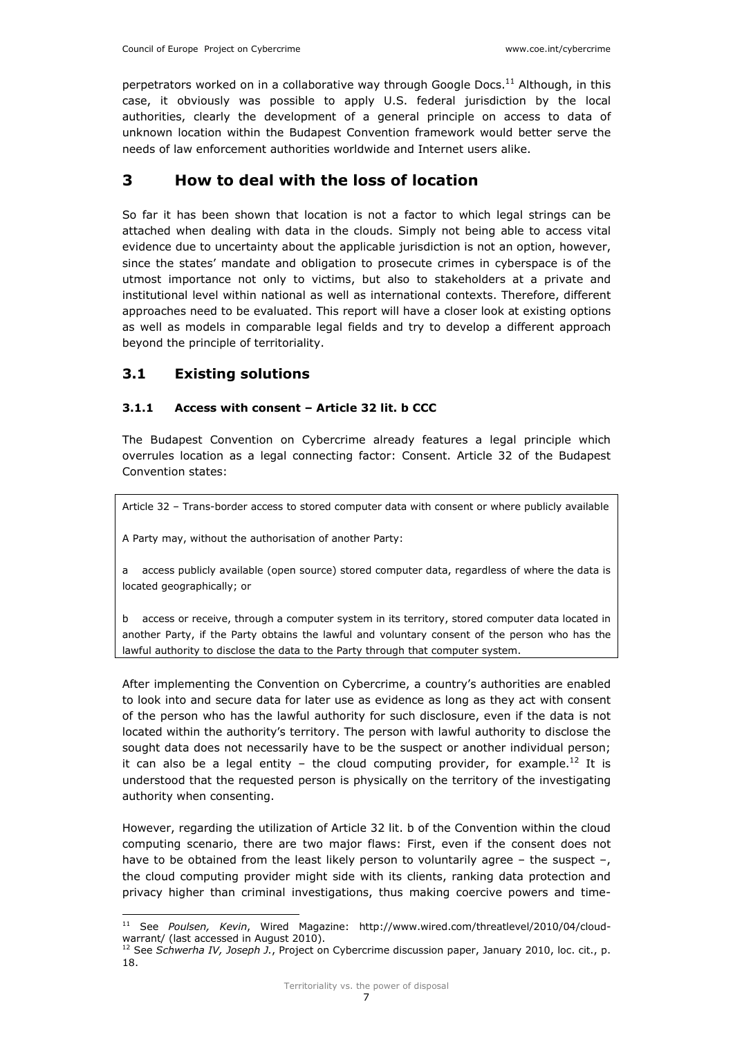perpetrators worked on in a collaborative way through Google Docs.[11] Although, in this case, it obviously was possible to apply U.S. federal jurisdiction by the local authorities, clearly the development of a general principle on access to data of unknown location within the Budapest Convention framework would better serve the needs of law enforcement authorities worldwide and Internet users alike.

# 3 How to deal with the loss of location

So far it has been shown that location is not a factor to which legal strings can be attached when dealing with data in the clouds. Simply not being able to access vital evidence due to uncertainty about the applicable jurisdiction is not an option, however, since the states' mandate and obligation to prosecute crimes in cyberspace is of the utmost importance not only to victims, but also to stakeholders at a private and institutional level within national as well as international contexts. Therefore, different approaches need to be evaluated. This report will have a closer look at existing options as well as models in comparable legal fields and try to develop a different approach beyond the principle of territoriality.

## 3.1 Existing solutions

### 3.1.1 Access with consent – Article 32 lit. b CCC

The Budapest Convention on Cybercrime already features a legal principle which overrules location as a legal connecting factor: Consent. Article 32 of the Budapest Convention states:

> Article 32 – Trans-border access to stored computer data with consent or where publicly available
>
> A Party may, without the authorisation of another Party:
>
> a access publicly available (open source) stored computer data, regardless of where the data is located geographically; or
>
> b access or receive, through a computer system in its territory, stored computer data located in another Party, if the Party obtains the lawful and voluntary consent of the person who has the lawful authority to disclose the data to the Party through that computer system.

After implementing the Convention on Cybercrime, a country's authorities are enabled to look into and secure data for later use as evidence as long as they act with consent of the person who has the lawful authority for such disclosure, even if the data is not located within the authority's territory. The person with lawful authority to disclose the sought data does not necessarily have to be the suspect or another individual person; it can also be a legal entity – the cloud computing provider, for example.[12] It is understood that the requested person is physically on the territory of the investigating authority when consenting.

However, regarding the utilization of Article 32 lit. b of the Convention within the cloud computing scenario, there are two major flaws: First, even if the consent does not have to be obtained from the least likely person to voluntarily agree – the suspect –, the cloud computing provider might side with its clients, ranking data protection and privacy higher than criminal investigations, thus making coercive powers and time-

---

[11] See *Poulsen, Kevin*, Wired Magazine: http://www.wired.com/threatlevel/2010/04/cloud-warrant/ (last accessed in August 2010).

[12] See *Schwerha IV, Joseph J.*, Project on Cybercrime discussion paper, January 2010, loc. cit., p. 18.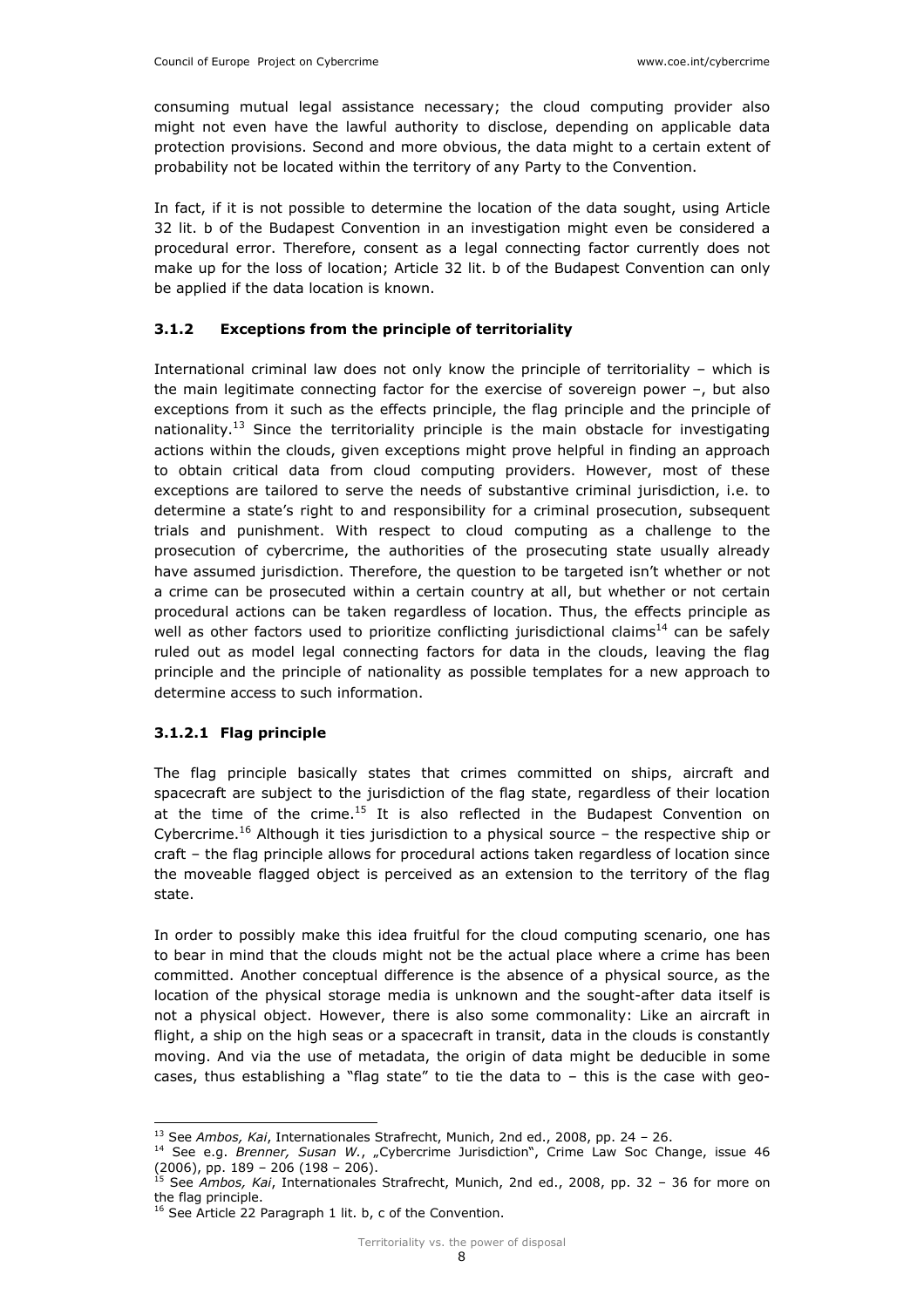consuming mutual legal assistance necessary; the cloud computing provider also might not even have the lawful authority to disclose, depending on applicable data protection provisions. Second and more obvious, the data might to a certain extent of probability not be located within the territory of any Party to the Convention.

In fact, if it is not possible to determine the location of the data sought, using Article 32 lit. b of the Budapest Convention in an investigation might even be considered a procedural error. Therefore, consent as a legal connecting factor currently does not make up for the loss of location; Article 32 lit. b of the Budapest Convention can only be applied if the data location is known.

### 3.1.2 Exceptions from the principle of territoriality

International criminal law does not only know the principle of territoriality – which is the main legitimate connecting factor for the exercise of sovereign power –, but also exceptions from it such as the effects principle, the flag principle and the principle of nationality.[13] Since the territoriality principle is the main obstacle for investigating actions within the clouds, given exceptions might prove helpful in finding an approach to obtain critical data from cloud computing providers. However, most of these exceptions are tailored to serve the needs of substantive criminal jurisdiction, i.e. to determine a state's right to and responsibility for a criminal prosecution, subsequent trials and punishment. With respect to cloud computing as a challenge to the prosecution of cybercrime, the authorities of the prosecuting state usually already have assumed jurisdiction. Therefore, the question to be targeted isn't whether or not a crime can be prosecuted within a certain country at all, but whether or not certain procedural actions can be taken regardless of location. Thus, the effects principle as well as other factors used to prioritize conflicting jurisdictional claims[14] can be safely ruled out as model legal connecting factors for data in the clouds, leaving the flag principle and the principle of nationality as possible templates for a new approach to determine access to such information.

#### 3.1.2.1 Flag principle

The flag principle basically states that crimes committed on ships, aircraft and spacecraft are subject to the jurisdiction of the flag state, regardless of their location at the time of the crime.[15] It is also reflected in the Budapest Convention on Cybercrime.[16] Although it ties jurisdiction to a physical source – the respective ship or craft – the flag principle allows for procedural actions taken regardless of location since the moveable flagged object is perceived as an extension to the territory of the flag state.

In order to possibly make this idea fruitful for the cloud computing scenario, one has to bear in mind that the clouds might not be the actual place where a crime has been committed. Another conceptual difference is the absence of a physical source, as the location of the physical storage media is unknown and the sought-after data itself is not a physical object. However, there is also some commonality: Like an aircraft in flight, a ship on the high seas or a spacecraft in transit, data in the clouds is constantly moving. And via the use of metadata, the origin of data might be deducible in some cases, thus establishing a "flag state" to tie the data to – this is the case with geo-

---

[13] See *Ambos, Kai*, Internationales Strafrecht, Munich, 2nd ed., 2008, pp. 24 – 26.

[14] See e.g. *Brenner, Susan W.*, „Cybercrime Jurisdiction", Crime Law Soc Change, issue 46 (2006), pp. 189 – 206 (198 – 206).

[15] See *Ambos, Kai*, Internationales Strafrecht, Munich, 2nd ed., 2008, pp. 32 – 36 for more on the flag principle.

[16] See Article 22 Paragraph 1 lit. b, c of the Convention.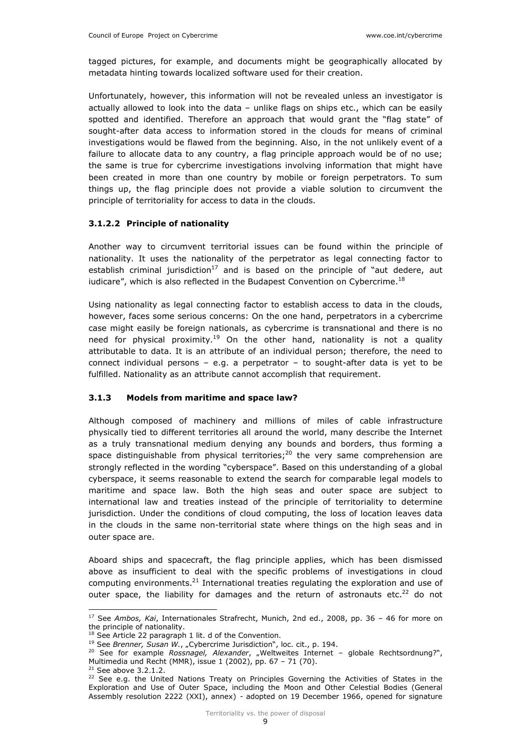tagged pictures, for example, and documents might be geographically allocated by metadata hinting towards localized software used for their creation.

Unfortunately, however, this information will not be revealed unless an investigator is actually allowed to look into the data – unlike flags on ships etc., which can be easily spotted and identified. Therefore an approach that would grant the "flag state" of sought-after data access to information stored in the clouds for means of criminal investigations would be flawed from the beginning. Also, in the not unlikely event of a failure to allocate data to any country, a flag principle approach would be of no use; the same is true for cybercrime investigations involving information that might have been created in more than one country by mobile or foreign perpetrators. To sum things up, the flag principle does not provide a viable solution to circumvent the principle of territoriality for access to data in the clouds.

#### 3.1.2.2 Principle of nationality

Another way to circumvent territorial issues can be found within the principle of nationality. It uses the nationality of the perpetrator as legal connecting factor to establish criminal jurisdiction[17] and is based on the principle of "aut dedere, aut iudicare", which is also reflected in the Budapest Convention on Cybercrime.[18]

Using nationality as legal connecting factor to establish access to data in the clouds, however, faces some serious concerns: On the one hand, perpetrators in a cybercrime case might easily be foreign nationals, as cybercrime is transnational and there is no need for physical proximity.[19] On the other hand, nationality is not a quality attributable to data. It is an attribute of an individual person; therefore, the need to connect individual persons – e.g. a perpetrator – to sought-after data is yet to be fulfilled. Nationality as an attribute cannot accomplish that requirement.

### 3.1.3 Models from maritime and space law?

Although composed of machinery and millions of miles of cable infrastructure physically tied to different territories all around the world, many describe the Internet as a truly transnational medium denying any bounds and borders, thus forming a space distinguishable from physical territories;[20] the very same comprehension are strongly reflected in the wording "cyberspace". Based on this understanding of a global cyberspace, it seems reasonable to extend the search for comparable legal models to maritime and space law. Both the high seas and outer space are subject to international law and treaties instead of the principle of territoriality to determine jurisdiction. Under the conditions of cloud computing, the loss of location leaves data in the clouds in the same non-territorial state where things on the high seas and in outer space are.

Aboard ships and spacecraft, the flag principle applies, which has been dismissed above as insufficient to deal with the specific problems of investigations in cloud computing environments.[21] International treaties regulating the exploration and use of outer space, the liability for damages and the return of astronauts etc.[22] do not

---

[17] See *Ambos, Kai*, Internationales Strafrecht, Munich, 2nd ed., 2008, pp. 36 – 46 for more on the principle of nationality.

[18] See Article 22 paragraph 1 lit. d of the Convention.

[19] See *Brenner, Susan W.*, „Cybercrime Jurisdiction", loc. cit., p. 194.

[20] See for example *Rossnagel, Alexander*, „Weltweites Internet – globale Rechtsordnung?", Multimedia und Recht (MMR), issue 1 (2002), pp. 67 – 71 (70).

[21] See above 3.2.1.2.

[22] See e.g. the United Nations Treaty on Principles Governing the Activities of States in the Exploration and Use of Outer Space, including the Moon and Other Celestial Bodies (General Assembly resolution 2222 (XXI), annex) - adopted on 19 December 1966, opened for signature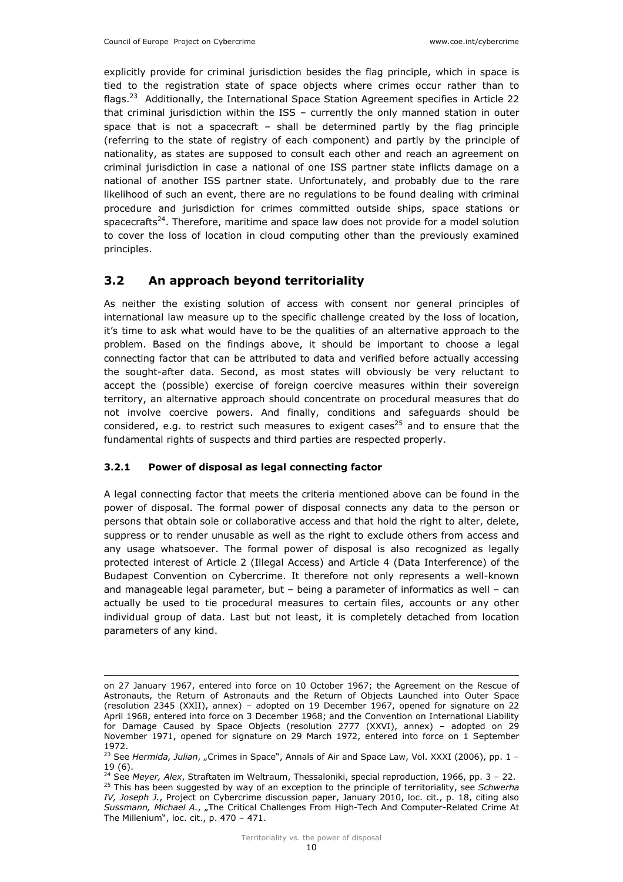explicitly provide for criminal jurisdiction besides the flag principle, which in space is tied to the registration state of space objects where crimes occur rather than to flags.[23] Additionally, the International Space Station Agreement specifies in Article 22 that criminal jurisdiction within the ISS – currently the only manned station in outer space that is not a spacecraft – shall be determined partly by the flag principle (referring to the state of registry of each component) and partly by the principle of nationality, as states are supposed to consult each other and reach an agreement on criminal jurisdiction in case a national of one ISS partner state inflicts damage on a national of another ISS partner state. Unfortunately, and probably due to the rare likelihood of such an event, there are no regulations to be found dealing with criminal procedure and jurisdiction for crimes committed outside ships, space stations or spacecrafts[24]. Therefore, maritime and space law does not provide for a model solution to cover the loss of location in cloud computing other than the previously examined principles.

## 3.2 An approach beyond territoriality

As neither the existing solution of access with consent nor general principles of international law measure up to the specific challenge created by the loss of location, it's time to ask what would have to be the qualities of an alternative approach to the problem. Based on the findings above, it should be important to choose a legal connecting factor that can be attributed to data and verified before actually accessing the sought-after data. Second, as most states will obviously be very reluctant to accept the (possible) exercise of foreign coercive measures within their sovereign territory, an alternative approach should concentrate on procedural measures that do not involve coercive powers. And finally, conditions and safeguards should be considered, e.g. to restrict such measures to exigent cases[25] and to ensure that the fundamental rights of suspects and third parties are respected properly.

### 3.2.1 Power of disposal as legal connecting factor

A legal connecting factor that meets the criteria mentioned above can be found in the power of disposal. The formal power of disposal connects any data to the person or persons that obtain sole or collaborative access and that hold the right to alter, delete, suppress or to render unusable as well as the right to exclude others from access and any usage whatsoever. The formal power of disposal is also recognized as legally protected interest of Article 2 (Illegal Access) and Article 4 (Data Interference) of the Budapest Convention on Cybercrime. It therefore not only represents a well-known and manageable legal parameter, but – being a parameter of informatics as well – can actually be used to tie procedural measures to certain files, accounts or any other individual group of data. Last but not least, it is completely detached from location parameters of any kind.

---

on 27 January 1967, entered into force on 10 October 1967; the Agreement on the Rescue of Astronauts, the Return of Astronauts and the Return of Objects Launched into Outer Space (resolution 2345 (XXII), annex) – adopted on 19 December 1967, opened for signature on 22 April 1968, entered into force on 3 December 1968; and the Convention on International Liability for Damage Caused by Space Objects (resolution 2777 (XXVI), annex) – adopted on 29 November 1971, opened for signature on 29 March 1972, entered into force on 1 September 1972.

[23] See *Hermida, Julian*, „Crimes in Space", Annals of Air and Space Law, Vol. XXXI (2006), pp. 1 – 19 (6).

[24] See *Meyer, Alex*, Straftaten im Weltraum, Thessaloniki, special reproduction, 1966, pp. 3 – 22.

[25] This has been suggested by way of an exception to the principle of territoriality, see *Schwerha IV, Joseph J.*, Project on Cybercrime discussion paper, January 2010, loc. cit., p. 18, citing also *Sussmann, Michael A.*, „The Critical Challenges From High-Tech And Computer-Related Crime At The Millenium", loc. cit., p. 470 – 471.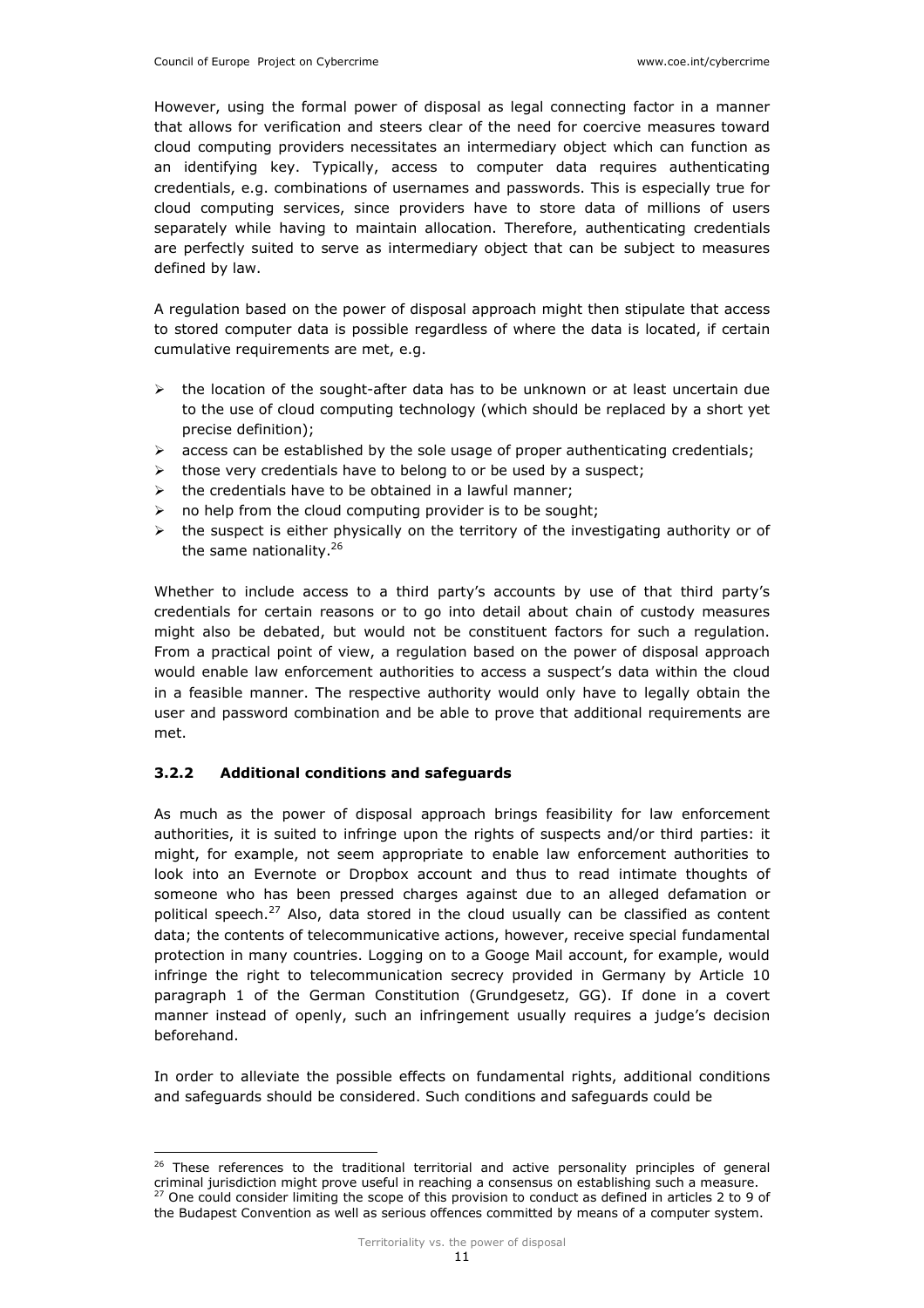However, using the formal power of disposal as legal connecting factor in a manner that allows for verification and steers clear of the need for coercive measures toward cloud computing providers necessitates an intermediary object which can function as an identifying key. Typically, access to computer data requires authenticating credentials, e.g. combinations of usernames and passwords. This is especially true for cloud computing services, since providers have to store data of millions of users separately while having to maintain allocation. Therefore, authenticating credentials are perfectly suited to serve as intermediary object that can be subject to measures defined by law.

A regulation based on the power of disposal approach might then stipulate that access to stored computer data is possible regardless of where the data is located, if certain cumulative requirements are met, e.g.

- the location of the sought-after data has to be unknown or at least uncertain due to the use of cloud computing technology (which should be replaced by a short yet precise definition);
- access can be established by the sole usage of proper authenticating credentials;
- those very credentials have to belong to or be used by a suspect;
- the credentials have to be obtained in a lawful manner;
- no help from the cloud computing provider is to be sought;
- the suspect is either physically on the territory of the investigating authority or of the same nationality.[26]

Whether to include access to a third party's accounts by use of that third party's credentials for certain reasons or to go into detail about chain of custody measures might also be debated, but would not be constituent factors for such a regulation. From a practical point of view, a regulation based on the power of disposal approach would enable law enforcement authorities to access a suspect's data within the cloud in a feasible manner. The respective authority would only have to legally obtain the user and password combination and be able to prove that additional requirements are met.

### 3.2.2 Additional conditions and safeguards

As much as the power of disposal approach brings feasibility for law enforcement authorities, it is suited to infringe upon the rights of suspects and/or third parties: it might, for example, not seem appropriate to enable law enforcement authorities to look into an Evernote or Dropbox account and thus to read intimate thoughts of someone who has been pressed charges against due to an alleged defamation or political speech.[27] Also, data stored in the cloud usually can be classified as content data; the contents of telecommunicative actions, however, receive special fundamental protection in many countries. Logging on to a Googe Mail account, for example, would infringe the right to telecommunication secrecy provided in Germany by Article 10 paragraph 1 of the German Constitution (Grundgesetz, GG). If done in a covert manner instead of openly, such an infringement usually requires a judge's decision beforehand.

In order to alleviate the possible effects on fundamental rights, additional conditions and safeguards should be considered. Such conditions and safeguards could be

[26] These references to the traditional territorial and active personality principles of general criminal jurisdiction might prove useful in reaching a consensus on establishing such a measure.

[27] One could consider limiting the scope of this provision to conduct as defined in articles 2 to 9 of the Budapest Convention as well as serious offences committed by means of a computer system.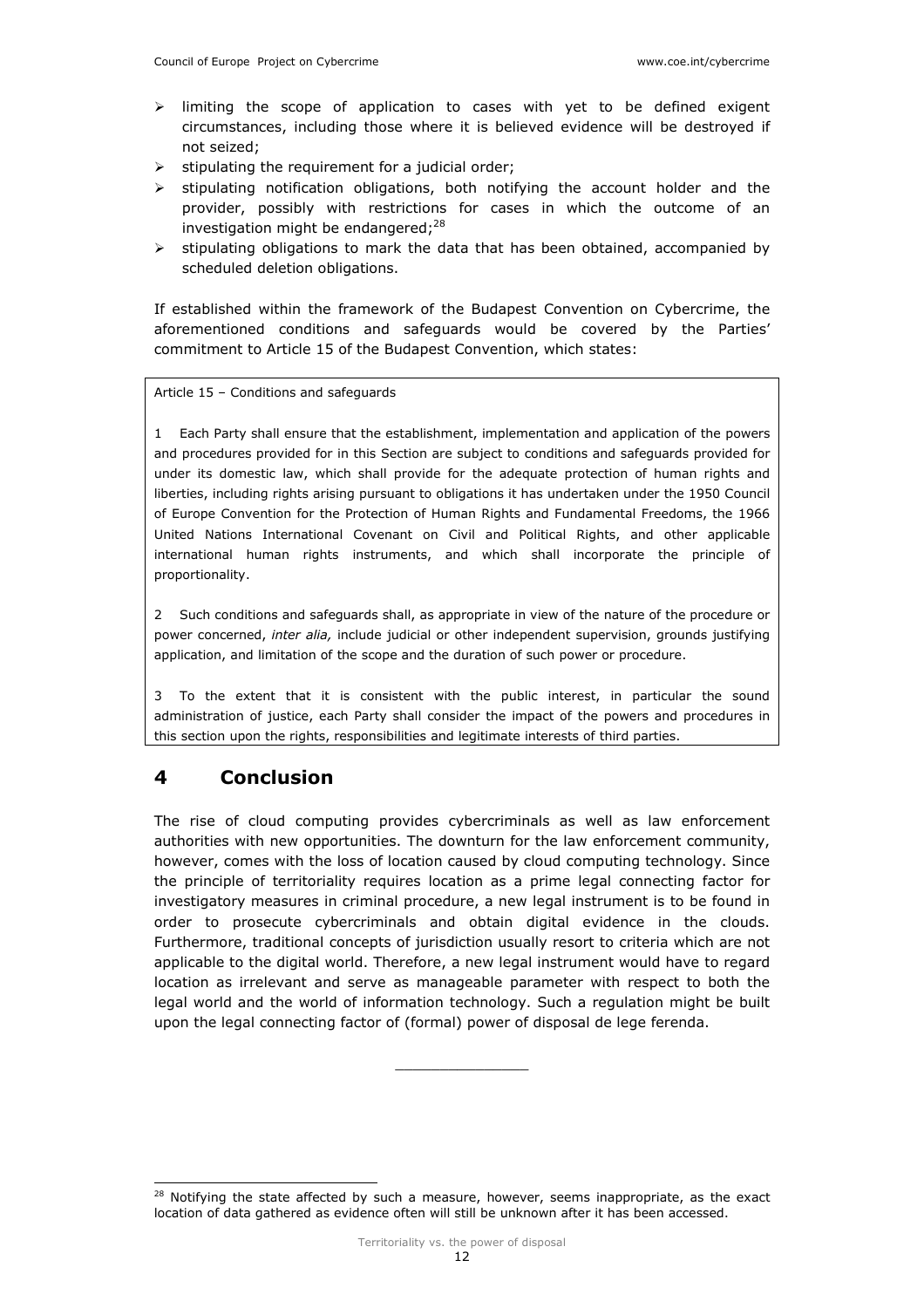- limiting the scope of application to cases with yet to be defined exigent circumstances, including those where it is believed evidence will be destroyed if not seized;
- stipulating the requirement for a judicial order;
- stipulating notification obligations, both notifying the account holder and the provider, possibly with restrictions for cases in which the outcome of an investigation might be endangered;[28]
- stipulating obligations to mark the data that has been obtained, accompanied by scheduled deletion obligations.

If established within the framework of the Budapest Convention on Cybercrime, the aforementioned conditions and safeguards would be covered by the Parties' commitment to Article 15 of the Budapest Convention, which states:

> Article 15 – Conditions and safeguards
>
> 1 Each Party shall ensure that the establishment, implementation and application of the powers and procedures provided for in this Section are subject to conditions and safeguards provided for under its domestic law, which shall provide for the adequate protection of human rights and liberties, including rights arising pursuant to obligations it has undertaken under the 1950 Council of Europe Convention for the Protection of Human Rights and Fundamental Freedoms, the 1966 United Nations International Covenant on Civil and Political Rights, and other applicable international human rights instruments, and which shall incorporate the principle of proportionality.
>
> 2 Such conditions and safeguards shall, as appropriate in view of the nature of the procedure or power concerned, *inter alia,* include judicial or other independent supervision, grounds justifying application, and limitation of the scope and the duration of such power or procedure.
>
> 3 To the extent that it is consistent with the public interest, in particular the sound administration of justice, each Party shall consider the impact of the powers and procedures in this section upon the rights, responsibilities and legitimate interests of third parties.

# 4 Conclusion

The rise of cloud computing provides cybercriminals as well as law enforcement authorities with new opportunities. The downturn for the law enforcement community, however, comes with the loss of location caused by cloud computing technology. Since the principle of territoriality requires location as a prime legal connecting factor for investigatory measures in criminal procedure, a new legal instrument is to be found in order to prosecute cybercriminals and obtain digital evidence in the clouds. Furthermore, traditional concepts of jurisdiction usually resort to criteria which are not applicable to the digital world. Therefore, a new legal instrument would have to regard location as irrelevant and serve as manageable parameter with respect to both the legal world and the world of information technology. Such a regulation might be built upon the legal connecting factor of (formal) power of disposal de lege ferenda.

---

[28] Notifying the state affected by such a measure, however, seems inappropriate, as the exact location of data gathered as evidence often will still be unknown after it has been accessed.